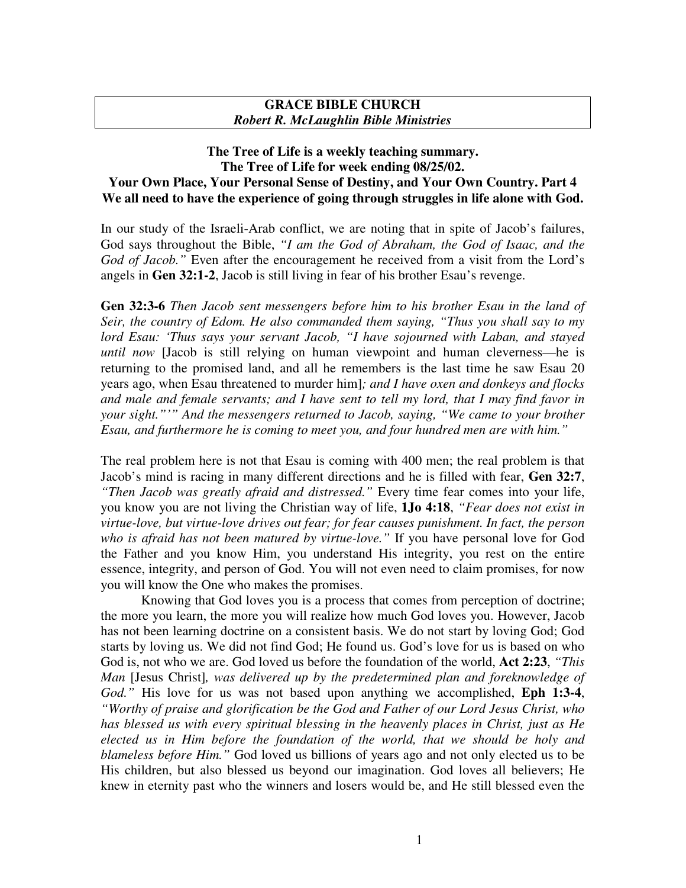**GRACE BIBLE CHURCH**
***Robert R. McLaughlin Bible Ministries***

**The Tree of Life is a weekly teaching summary.**
**The Tree of Life for week ending 08/25/02.**
**Your Own Place, Your Personal Sense of Destiny, and Your Own Country. Part 4**
**We all need to have the experience of going through struggles in life alone with God.**

In our study of the Israeli-Arab conflict, we are noting that in spite of Jacob's failures, God says throughout the Bible, *"I am the God of Abraham, the God of Isaac, and the God of Jacob."* Even after the encouragement he received from a visit from the Lord's angels in **Gen 32:1-2**, Jacob is still living in fear of his brother Esau's revenge.

**Gen 32:3-6** *Then Jacob sent messengers before him to his brother Esau in the land of Seir, the country of Edom. He also commanded them saying, "Thus you shall say to my lord Esau: 'Thus says your servant Jacob, "I have sojourned with Laban, and stayed until now* [Jacob is still relying on human viewpoint and human cleverness—he is returning to the promised land, and all he remembers is the last time he saw Esau 20 years ago, when Esau threatened to murder him]*; and I have oxen and donkeys and flocks and male and female servants; and I have sent to tell my lord, that I may find favor in your sight."'" And the messengers returned to Jacob, saying, "We came to your brother Esau, and furthermore he is coming to meet you, and four hundred men are with him."*

The real problem here is not that Esau is coming with 400 men; the real problem is that Jacob's mind is racing in many different directions and he is filled with fear, **Gen 32:7**, *"Then Jacob was greatly afraid and distressed."* Every time fear comes into your life, you know you are not living the Christian way of life, **1Jo 4:18**, *"Fear does not exist in virtue-love, but virtue-love drives out fear; for fear causes punishment. In fact, the person who is afraid has not been matured by virtue-love."* If you have personal love for God the Father and you know Him, you understand His integrity, you rest on the entire essence, integrity, and person of God. You will not even need to claim promises, for now you will know the One who makes the promises.

Knowing that God loves you is a process that comes from perception of doctrine; the more you learn, the more you will realize how much God loves you. However, Jacob has not been learning doctrine on a consistent basis. We do not start by loving God; God starts by loving us. We did not find God; He found us. God's love for us is based on who God is, not who we are. God loved us before the foundation of the world, **Act 2:23**, *"This Man* [Jesus Christ]*, was delivered up by the predetermined plan and foreknowledge of God."* His love for us was not based upon anything we accomplished, **Eph 1:3-4**, *"Worthy of praise and glorification be the God and Father of our Lord Jesus Christ, who has blessed us with every spiritual blessing in the heavenly places in Christ, just as He elected us in Him before the foundation of the world, that we should be holy and blameless before Him."* God loved us billions of years ago and not only elected us to be His children, but also blessed us beyond our imagination. God loves all believers; He knew in eternity past who the winners and losers would be, and He still blessed even the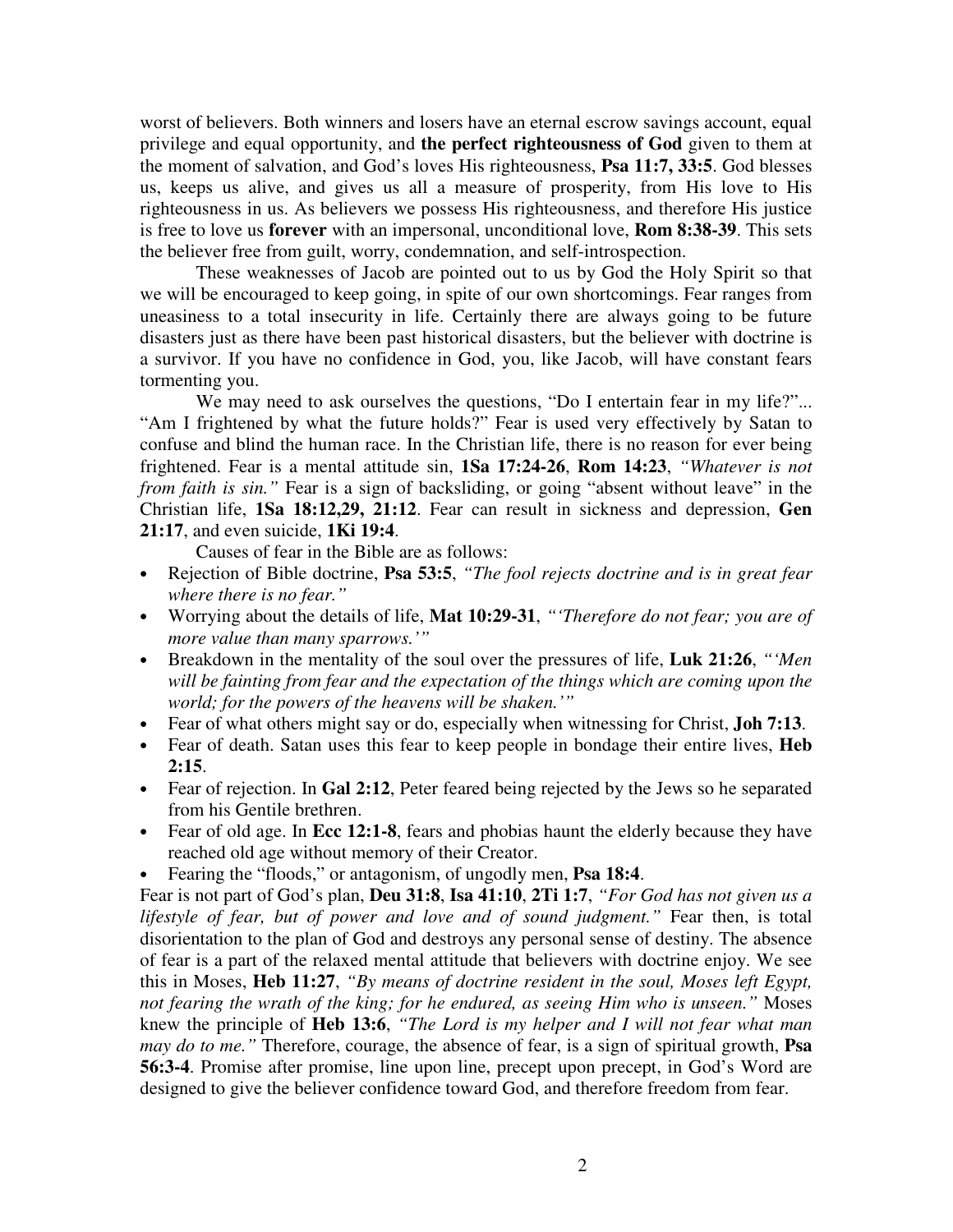worst of believers. Both winners and losers have an eternal escrow savings account, equal privilege and equal opportunity, and **the perfect righteousness of God** given to them at the moment of salvation, and God's loves His righteousness, **Psa 11:7, 33:5**. God blesses us, keeps us alive, and gives us all a measure of prosperity, from His love to His righteousness in us. As believers we possess His righteousness, and therefore His justice is free to love us **forever** with an impersonal, unconditional love, **Rom 8:38-39**. This sets the believer free from guilt, worry, condemnation, and self-introspection.

These weaknesses of Jacob are pointed out to us by God the Holy Spirit so that we will be encouraged to keep going, in spite of our own shortcomings. Fear ranges from uneasiness to a total insecurity in life. Certainly there are always going to be future disasters just as there have been past historical disasters, but the believer with doctrine is a survivor. If you have no confidence in God, you, like Jacob, will have constant fears tormenting you.

We may need to ask ourselves the questions, "Do I entertain fear in my life?"... "Am I frightened by what the future holds?" Fear is used very effectively by Satan to confuse and blind the human race. In the Christian life, there is no reason for ever being frightened. Fear is a mental attitude sin, **1Sa 17:24-26**, **Rom 14:23**, *"Whatever is not from faith is sin."* Fear is a sign of backsliding, or going "absent without leave" in the Christian life, **1Sa 18:12,29, 21:12**. Fear can result in sickness and depression, **Gen 21:17**, and even suicide, **1Ki 19:4**.

Causes of fear in the Bible are as follows:

- Rejection of Bible doctrine, **Psa 53:5**, *"The fool rejects doctrine and is in great fear where there is no fear."*
- Worrying about the details of life, **Mat 10:29-31**, *"'Therefore do not fear; you are of more value than many sparrows.'"*
- Breakdown in the mentality of the soul over the pressures of life, **Luk 21:26**, *"'Men will be fainting from fear and the expectation of the things which are coming upon the world; for the powers of the heavens will be shaken.'"*
- Fear of what others might say or do, especially when witnessing for Christ, **Joh 7:13**.
- Fear of death. Satan uses this fear to keep people in bondage their entire lives, **Heb 2:15**.
- Fear of rejection. In **Gal 2:12**, Peter feared being rejected by the Jews so he separated from his Gentile brethren.
- Fear of old age. In **Ecc 12:1-8**, fears and phobias haunt the elderly because they have reached old age without memory of their Creator.
- Fearing the "floods," or antagonism, of ungodly men, **Psa 18:4**.

Fear is not part of God's plan, **Deu 31:8**, **Isa 41:10**, **2Ti 1:7**, *"For God has not given us a lifestyle of fear, but of power and love and of sound judgment."* Fear then, is total disorientation to the plan of God and destroys any personal sense of destiny. The absence of fear is a part of the relaxed mental attitude that believers with doctrine enjoy. We see this in Moses, **Heb 11:27**, *"By means of doctrine resident in the soul, Moses left Egypt, not fearing the wrath of the king; for he endured, as seeing Him who is unseen."* Moses knew the principle of **Heb 13:6**, *"The Lord is my helper and I will not fear what man may do to me."* Therefore, courage, the absence of fear, is a sign of spiritual growth, **Psa 56:3-4**. Promise after promise, line upon line, precept upon precept, in God's Word are designed to give the believer confidence toward God, and therefore freedom from fear.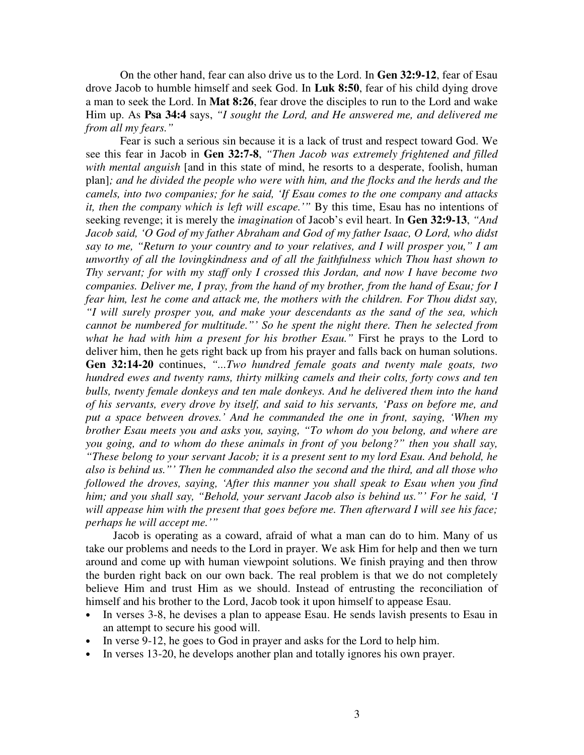On the other hand, fear can also drive us to the Lord. In **Gen 32:9-12**, fear of Esau drove Jacob to humble himself and seek God. In **Luk 8:50**, fear of his child dying drove a man to seek the Lord. In **Mat 8:26**, fear drove the disciples to run to the Lord and wake Him up. As **Psa 34:4** says, *"I sought the Lord, and He answered me, and delivered me from all my fears."*

Fear is such a serious sin because it is a lack of trust and respect toward God. We see this fear in Jacob in **Gen 32:7-8**, *"Then Jacob was extremely frightened and filled with mental anguish* [and in this state of mind, he resorts to a desperate, foolish, human plan]*; and he divided the people who were with him, and the flocks and the herds and the camels, into two companies; for he said, 'If Esau comes to the one company and attacks it, then the company which is left will escape.'"* By this time, Esau has no intentions of seeking revenge; it is merely the *imagination* of Jacob's evil heart. In **Gen 32:9-13**, *"And Jacob said, 'O God of my father Abraham and God of my father Isaac, O Lord, who didst say to me, "Return to your country and to your relatives, and I will prosper you," I am unworthy of all the lovingkindness and of all the faithfulness which Thou hast shown to Thy servant; for with my staff only I crossed this Jordan, and now I have become two companies. Deliver me, I pray, from the hand of my brother, from the hand of Esau; for I fear him, lest he come and attack me, the mothers with the children. For Thou didst say, "I will surely prosper you, and make your descendants as the sand of the sea, which cannot be numbered for multitude."' So he spent the night there. Then he selected from what he had with him a present for his brother Esau."* First he prays to the Lord to deliver him, then he gets right back up from his prayer and falls back on human solutions. **Gen 32:14-20** continues, *"...Two hundred female goats and twenty male goats, two hundred ewes and twenty rams, thirty milking camels and their colts, forty cows and ten bulls, twenty female donkeys and ten male donkeys. And he delivered them into the hand of his servants, every drove by itself, and said to his servants, 'Pass on before me, and put a space between droves.' And he commanded the one in front, saying, 'When my brother Esau meets you and asks you, saying, "To whom do you belong, and where are you going, and to whom do these animals in front of you belong?" then you shall say, "These belong to your servant Jacob; it is a present sent to my lord Esau. And behold, he also is behind us."' Then he commanded also the second and the third, and all those who followed the droves, saying, 'After this manner you shall speak to Esau when you find him; and you shall say, "Behold, your servant Jacob also is behind us."' For he said, 'I will appease him with the present that goes before me. Then afterward I will see his face; perhaps he will accept me.'"*

Jacob is operating as a coward, afraid of what a man can do to him. Many of us take our problems and needs to the Lord in prayer. We ask Him for help and then we turn around and come up with human viewpoint solutions. We finish praying and then throw the burden right back on our own back. The real problem is that we do not completely believe Him and trust Him as we should. Instead of entrusting the reconciliation of himself and his brother to the Lord, Jacob took it upon himself to appease Esau.

- In verses 3-8, he devises a plan to appease Esau. He sends lavish presents to Esau in an attempt to secure his good will.
- In verse 9-12, he goes to God in prayer and asks for the Lord to help him.
- In verses 13-20, he develops another plan and totally ignores his own prayer.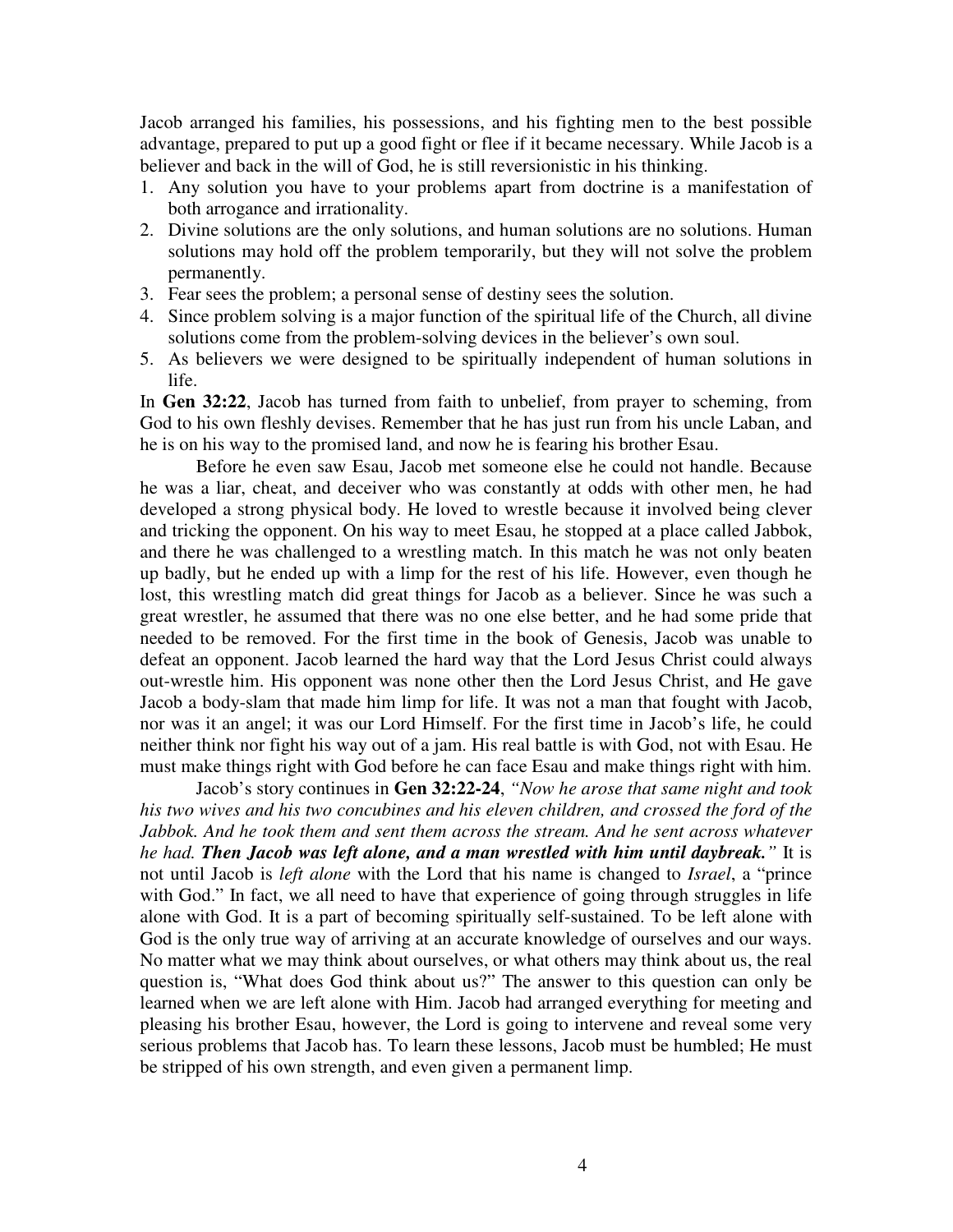Jacob arranged his families, his possessions, and his fighting men to the best possible advantage, prepared to put up a good fight or flee if it became necessary. While Jacob is a believer and back in the will of God, he is still reversionistic in his thinking.

1. Any solution you have to your problems apart from doctrine is a manifestation of both arrogance and irrationality.
2. Divine solutions are the only solutions, and human solutions are no solutions. Human solutions may hold off the problem temporarily, but they will not solve the problem permanently.
3. Fear sees the problem; a personal sense of destiny sees the solution.
4. Since problem solving is a major function of the spiritual life of the Church, all divine solutions come from the problem-solving devices in the believer's own soul.
5. As believers we were designed to be spiritually independent of human solutions in life.

In **Gen 32:22**, Jacob has turned from faith to unbelief, from prayer to scheming, from God to his own fleshly devises. Remember that he has just run from his uncle Laban, and he is on his way to the promised land, and now he is fearing his brother Esau.

Before he even saw Esau, Jacob met someone else he could not handle. Because he was a liar, cheat, and deceiver who was constantly at odds with other men, he had developed a strong physical body. He loved to wrestle because it involved being clever and tricking the opponent. On his way to meet Esau, he stopped at a place called Jabbok, and there he was challenged to a wrestling match. In this match he was not only beaten up badly, but he ended up with a limp for the rest of his life. However, even though he lost, this wrestling match did great things for Jacob as a believer. Since he was such a great wrestler, he assumed that there was no one else better, and he had some pride that needed to be removed. For the first time in the book of Genesis, Jacob was unable to defeat an opponent. Jacob learned the hard way that the Lord Jesus Christ could always out-wrestle him. His opponent was none other then the Lord Jesus Christ, and He gave Jacob a body-slam that made him limp for life. It was not a man that fought with Jacob, nor was it an angel; it was our Lord Himself. For the first time in Jacob's life, he could neither think nor fight his way out of a jam. His real battle is with God, not with Esau. He must make things right with God before he can face Esau and make things right with him.

Jacob's story continues in **Gen 32:22-24**, *"Now he arose that same night and took his two wives and his two concubines and his eleven children, and crossed the ford of the Jabbok. And he took them and sent them across the stream. And he sent across whatever he had.* ***Then Jacob was left alone, and a man wrestled with him until daybreak."*** It is not until Jacob is *left alone* with the Lord that his name is changed to *Israel*, a "prince with God." In fact, we all need to have that experience of going through struggles in life alone with God. It is a part of becoming spiritually self-sustained. To be left alone with God is the only true way of arriving at an accurate knowledge of ourselves and our ways. No matter what we may think about ourselves, or what others may think about us, the real question is, "What does God think about us?" The answer to this question can only be learned when we are left alone with Him. Jacob had arranged everything for meeting and pleasing his brother Esau, however, the Lord is going to intervene and reveal some very serious problems that Jacob has. To learn these lessons, Jacob must be humbled; He must be stripped of his own strength, and even given a permanent limp.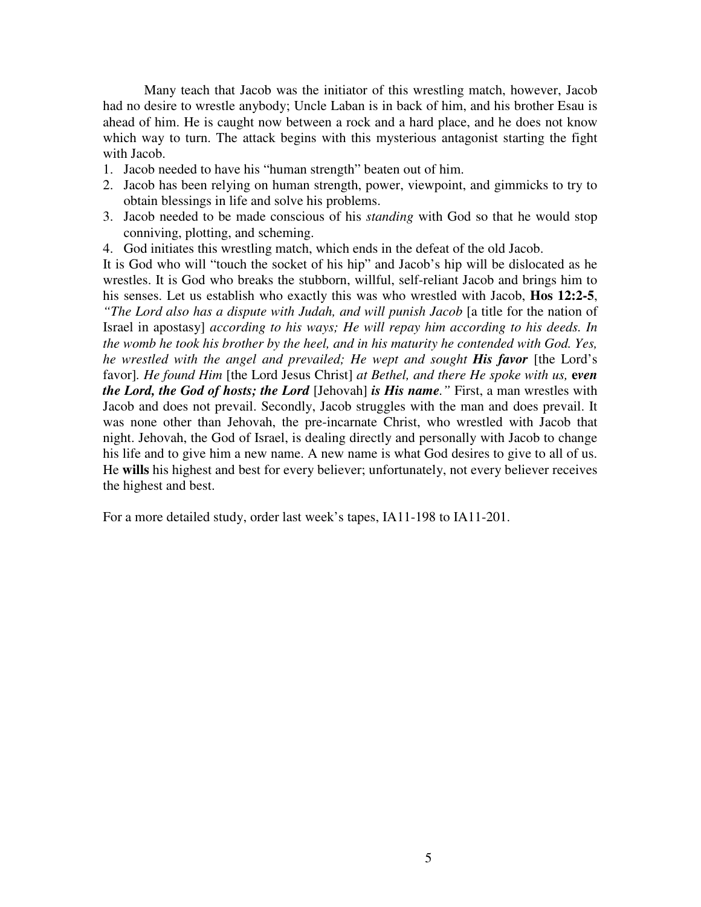Many teach that Jacob was the initiator of this wrestling match, however, Jacob had no desire to wrestle anybody; Uncle Laban is in back of him, and his brother Esau is ahead of him. He is caught now between a rock and a hard place, and he does not know which way to turn. The attack begins with this mysterious antagonist starting the fight with Jacob.

1. Jacob needed to have his "human strength" beaten out of him.
2. Jacob has been relying on human strength, power, viewpoint, and gimmicks to try to obtain blessings in life and solve his problems.
3. Jacob needed to be made conscious of his *standing* with God so that he would stop conniving, plotting, and scheming.
4. God initiates this wrestling match, which ends in the defeat of the old Jacob.

It is God who will "touch the socket of his hip" and Jacob's hip will be dislocated as he wrestles. It is God who breaks the stubborn, willful, self-reliant Jacob and brings him to his senses. Let us establish who exactly this was who wrestled with Jacob, **Hos 12:2-5**, *"The Lord also has a dispute with Judah, and will punish Jacob* [a title for the nation of Israel in apostasy] *according to his ways; He will repay him according to his deeds. In the womb he took his brother by the heel, and in his maturity he contended with God. Yes, he wrestled with the angel and prevailed; He wept and sought* ***His favor*** [the Lord's favor]. *He found Him* [the Lord Jesus Christ] *at Bethel, and there He spoke with us,* ***even the Lord, the God of hosts; the Lord*** [Jehovah] ***is His name**."* First, a man wrestles with Jacob and does not prevail. Secondly, Jacob struggles with the man and does prevail. It was none other than Jehovah, the pre-incarnate Christ, who wrestled with Jacob that night. Jehovah, the God of Israel, is dealing directly and personally with Jacob to change his life and to give him a new name. A new name is what God desires to give to all of us. He **wills** his highest and best for every believer; unfortunately, not every believer receives the highest and best.

For a more detailed study, order last week's tapes, IA11-198 to IA11-201.